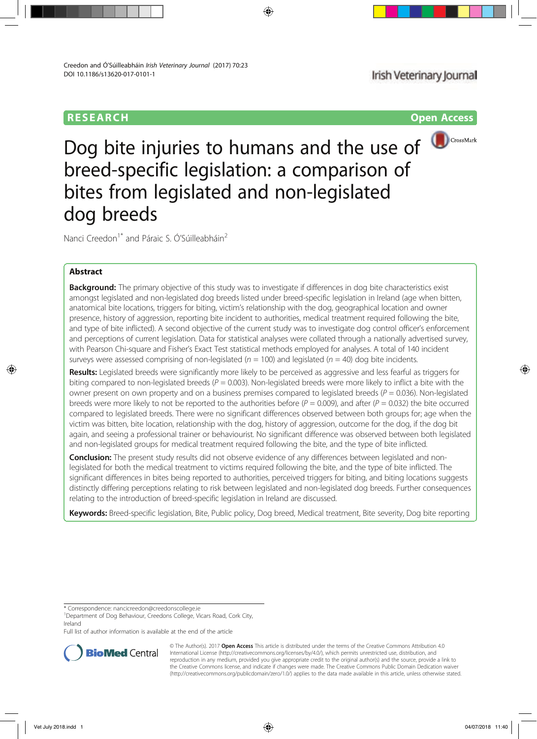RESEARCH

Open Access

# Dog bite injuries to humans and the use of breed-specific legislation: a comparison of bites from legislated and non-legislated dog breeds

Nanci Creedon[1*] and Páraic S. Ó'Súilleabháin[2]

## Abstract

**Background:** The primary objective of this study was to investigate if differences in dog bite characteristics exist amongst legislated and non-legislated dog breeds listed under breed-specific legislation in Ireland (age when bitten, anatomical bite locations, triggers for biting, victim's relationship with the dog, geographical location and owner presence, history of aggression, reporting bite incident to authorities, medical treatment required following the bite, and type of bite inflicted). A second objective of the current study was to investigate dog control officer's enforcement and perceptions of current legislation. Data for statistical analyses were collated through a nationally advertised survey, with Pearson Chi-square and Fisher's Exact Test statistical methods employed for analyses. A total of 140 incident surveys were assessed comprising of non-legislated ($n$ = 100) and legislated ($n$ = 40) dog bite incidents.

**Results:** Legislated breeds were significantly more likely to be perceived as aggressive and less fearful as triggers for biting compared to non-legislated breeds ($P$ = 0.003). Non-legislated breeds were more likely to inflict a bite with the owner present on own property and on a business premises compared to legislated breeds ($P$ = 0.036). Non-legislated breeds were more likely to not be reported to the authorities before ($P$ = 0.009), and after ($P$ = 0.032) the bite occurred compared to legislated breeds. There were no significant differences observed between both groups for; age when the victim was bitten, bite location, relationship with the dog, history of aggression, outcome for the dog, if the dog bit again, and seeing a professional trainer or behaviourist. No significant difference was observed between both legislated and non-legislated groups for medical treatment required following the bite, and the type of bite inflicted.

**Conclusion:** The present study results did not observe evidence of any differences between legislated and non-legislated for both the medical treatment to victims required following the bite, and the type of bite inflicted. The significant differences in bites being reported to authorities, perceived triggers for biting, and biting locations suggests distinctly differing perceptions relating to risk between legislated and non-legislated dog breeds. Further consequences relating to the introduction of breed-specific legislation in Ireland are discussed.

**Keywords:** Breed-specific legislation, Bite, Public policy, Dog breed, Medical treatment, Bite severity, Dog bite reporting

\* Correspondence: nancicreedon@creedonscollege.ie

[1]Department of Dog Behaviour, Creedons College, Vicars Road, Cork City, Ireland

Full list of author information is available at the end of the article

© The Author(s). 2017 **Open Access** This article is distributed under the terms of the Creative Commons Attribution 4.0 International License (http://creativecommons.org/licenses/by/4.0/), which permits unrestricted use, distribution, and reproduction in any medium, provided you give appropriate credit to the original author(s) and the source, provide a link to the Creative Commons license, and indicate if changes were made. The Creative Commons Public Domain Dedication waiver (http://creativecommons.org/publicdomain/zero/1.0/) applies to the data made available in this article, unless otherwise stated.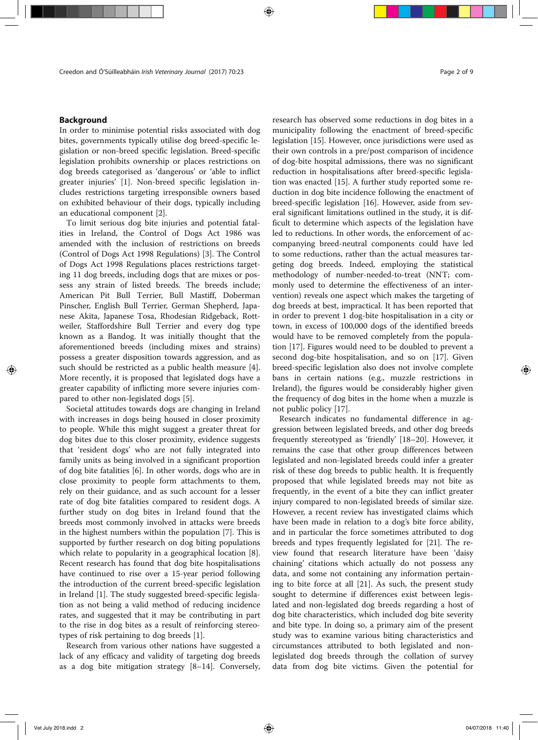## Background

In order to minimise potential risks associated with dog bites, governments typically utilise dog breed-specific legislation or non-breed specific legislation. Breed-specific legislation prohibits ownership or places restrictions on dog breeds categorised as 'dangerous' or 'able to inflict greater injuries' [1]. Non-breed specific legislation includes restrictions targeting irresponsible owners based on exhibited behaviour of their dogs, typically including an educational component [2].

To limit serious dog bite injuries and potential fatalities in Ireland, the Control of Dogs Act 1986 was amended with the inclusion of restrictions on breeds (Control of Dogs Act 1998 Regulations) [3]. The Control of Dogs Act 1998 Regulations places restrictions targeting 11 dog breeds, including dogs that are mixes or possess any strain of listed breeds. The breeds include; American Pit Bull Terrier, Bull Mastiff, Doberman Pinscher, English Bull Terrier, German Shepherd, Japanese Akita, Japanese Tosa, Rhodesian Ridgeback, Rottweiler, Staffordshire Bull Terrier and every dog type known as a Bandog. It was initially thought that the aforementioned breeds (including mixes and strains) possess a greater disposition towards aggression, and as such should be restricted as a public health measure [4]. More recently, it is proposed that legislated dogs have a greater capability of inflicting more severe injuries compared to other non-legislated dogs [5].

Societal attitudes towards dogs are changing in Ireland with increases in dogs being housed in closer proximity to people. While this might suggest a greater threat for dog bites due to this closer proximity, evidence suggests that 'resident dogs' who are not fully integrated into family units as being involved in a significant proportion of dog bite fatalities [6]. In other words, dogs who are in close proximity to people form attachments to them, rely on their guidance, and as such account for a lesser rate of dog bite fatalities compared to resident dogs. A further study on dog bites in Ireland found that the breeds most commonly involved in attacks were breeds in the highest numbers within the population [7]. This is supported by further research on dog biting populations which relate to popularity in a geographical location [8]. Recent research has found that dog bite hospitalisations have continued to rise over a 15-year period following the introduction of the current breed-specific legislation in Ireland [1]. The study suggested breed-specific legislation as not being a valid method of reducing incidence rates, and suggested that it may be contributing in part to the rise in dog bites as a result of reinforcing stereotypes of risk pertaining to dog breeds [1].

Research from various other nations have suggested a lack of any efficacy and validity of targeting dog breeds as a dog bite mitigation strategy [8–14]. Conversely, research has observed some reductions in dog bites in a municipality following the enactment of breed-specific legislation [15]. However, once jurisdictions were used as their own controls in a pre/post comparison of incidence of dog-bite hospital admissions, there was no significant reduction in hospitalisations after breed-specific legislation was enacted [15]. A further study reported some reduction in dog bite incidence following the enactment of breed-specific legislation [16]. However, aside from several significant limitations outlined in the study, it is difficult to determine which aspects of the legislation have led to reductions. In other words, the enforcement of accompanying breed-neutral components could have led to some reductions, rather than the actual measures targeting dog breeds. Indeed, employing the statistical methodology of number-needed-to-treat (NNT; commonly used to determine the effectiveness of an intervention) reveals one aspect which makes the targeting of dog breeds at best, impractical. It has been reported that in order to prevent 1 dog-bite hospitalisation in a city or town, in excess of 100,000 dogs of the identified breeds would have to be removed completely from the population [17]. Figures would need to be doubled to prevent a second dog-bite hospitalisation, and so on [17]. Given breed-specific legislation also does not involve complete bans in certain nations (e.g., muzzle restrictions in Ireland), the figures would be considerably higher given the frequency of dog bites in the home when a muzzle is not public policy [17].

Research indicates no fundamental difference in aggression between legislated breeds, and other dog breeds frequently stereotyped as 'friendly' [18–20]. However, it remains the case that other group differences between legislated and non-legislated breeds could infer a greater risk of these dog breeds to public health. It is frequently proposed that while legislated breeds may not bite as frequently, in the event of a bite they can inflict greater injury compared to non-legislated breeds of similar size. However, a recent review has investigated claims which have been made in relation to a dog's bite force ability, and in particular the force sometimes attributed to dog breeds and types frequently legislated for [21]. The review found that research literature have been 'daisy chaining' citations which actually do not possess any data, and some not containing any information pertaining to bite force at all [21]. As such, the present study sought to determine if differences exist between legislated and non-legislated dog breeds regarding a host of dog bite characteristics, which included dog bite severity and bite type. In doing so, a primary aim of the present study was to examine various biting characteristics and circumstances attributed to both legislated and non-legislated dog breeds through the collation of survey data from dog bite victims. Given the potential for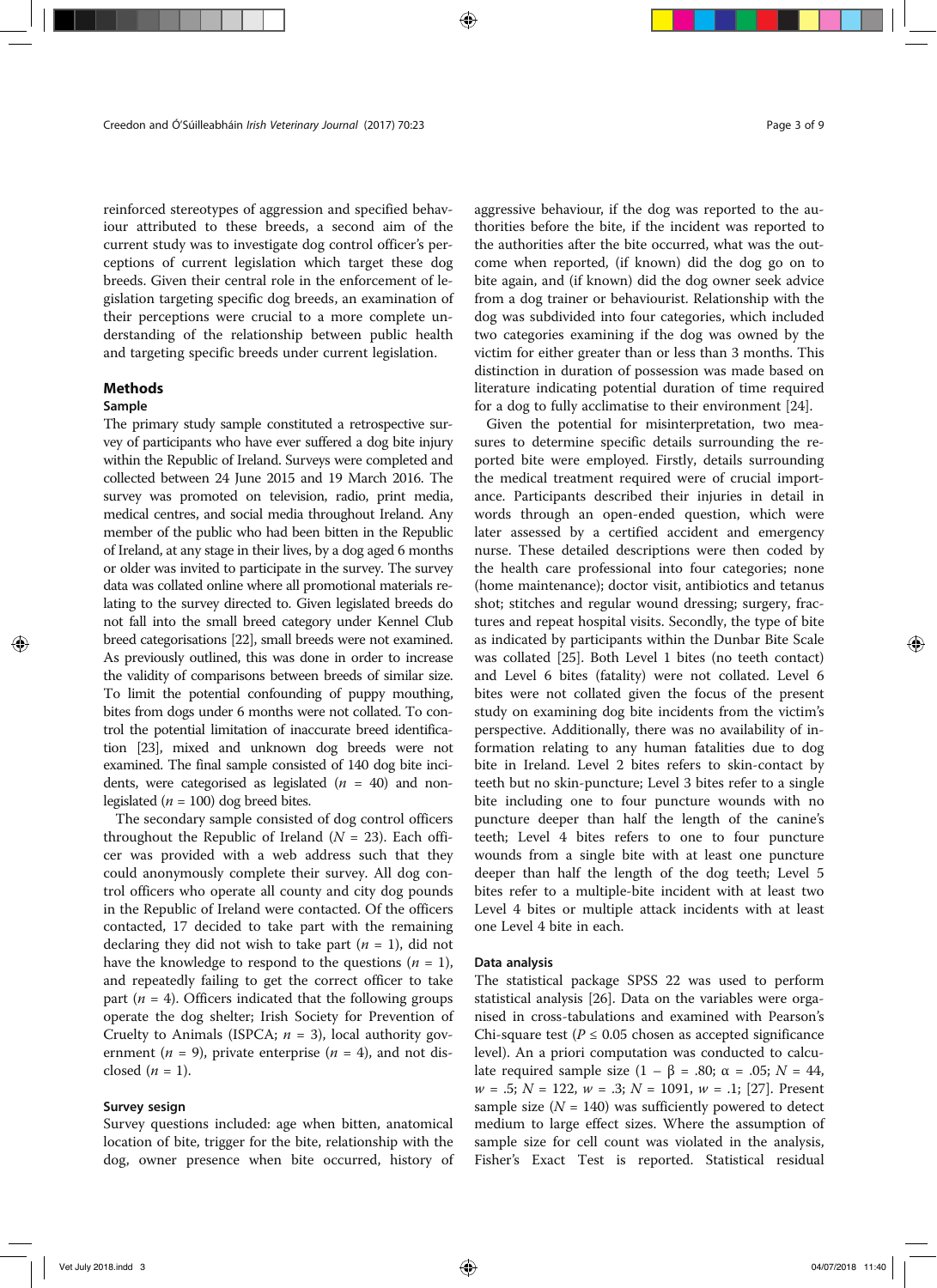reinforced stereotypes of aggression and specified behaviour attributed to these breeds, a second aim of the current study was to investigate dog control officer's perceptions of current legislation which target these dog breeds. Given their central role in the enforcement of legislation targeting specific dog breeds, an examination of their perceptions were crucial to a more complete understanding of the relationship between public health and targeting specific breeds under current legislation.

## Methods

### Sample

The primary study sample constituted a retrospective survey of participants who have ever suffered a dog bite injury within the Republic of Ireland. Surveys were completed and collected between 24 June 2015 and 19 March 2016. The survey was promoted on television, radio, print media, medical centres, and social media throughout Ireland. Any member of the public who had been bitten in the Republic of Ireland, at any stage in their lives, by a dog aged 6 months or older was invited to participate in the survey. The survey data was collated online where all promotional materials relating to the survey directed to. Given legislated breeds do not fall into the small breed category under Kennel Club breed categorisations [22], small breeds were not examined. As previously outlined, this was done in order to increase the validity of comparisons between breeds of similar size. To limit the potential confounding of puppy mouthing, bites from dogs under 6 months were not collated. To control the potential limitation of inaccurate breed identification [23], mixed and unknown dog breeds were not examined. The final sample consisted of 140 dog bite incidents, were categorised as legislated ($n$ = 40) and non-legislated ($n$ = 100) dog breed bites.

The secondary sample consisted of dog control officers throughout the Republic of Ireland ($N$ = 23). Each officer was provided with a web address such that they could anonymously complete their survey. All dog control officers who operate all county and city dog pounds in the Republic of Ireland were contacted. Of the officers contacted, 17 decided to take part with the remaining declaring they did not wish to take part ($n$ = 1), did not have the knowledge to respond to the questions ($n$ = 1), and repeatedly failing to get the correct officer to take part ($n$ = 4). Officers indicated that the following groups operate the dog shelter; Irish Society for Prevention of Cruelty to Animals (ISPCA; $n$ = 3), local authority government ($n$ = 9), private enterprise ($n$ = 4), and not disclosed ($n$ = 1).

### Survey sesign

Survey questions included: age when bitten, anatomical location of bite, trigger for the bite, relationship with the dog, owner presence when bite occurred, history of aggressive behaviour, if the dog was reported to the authorities before the bite, if the incident was reported to the authorities after the bite occurred, what was the outcome when reported, (if known) did the dog go on to bite again, and (if known) did the dog owner seek advice from a dog trainer or behaviourist. Relationship with the dog was subdivided into four categories, which included two categories examining if the dog was owned by the victim for either greater than or less than 3 months. This distinction in duration of possession was made based on literature indicating potential duration of time required for a dog to fully acclimatise to their environment [24].

Given the potential for misinterpretation, two measures to determine specific details surrounding the reported bite were employed. Firstly, details surrounding the medical treatment required were of crucial importance. Participants described their injuries in detail in words through an open-ended question, which were later assessed by a certified accident and emergency nurse. These detailed descriptions were then coded by the health care professional into four categories; none (home maintenance); doctor visit, antibiotics and tetanus shot; stitches and regular wound dressing; surgery, fractures and repeat hospital visits. Secondly, the type of bite as indicated by participants within the Dunbar Bite Scale was collated [25]. Both Level 1 bites (no teeth contact) and Level 6 bites (fatality) were not collated. Level 6 bites were not collated given the focus of the present study on examining dog bite incidents from the victim's perspective. Additionally, there was no availability of information relating to any human fatalities due to dog bite in Ireland. Level 2 bites refers to skin-contact by teeth but no skin-puncture; Level 3 bites refer to a single bite including one to four puncture wounds with no puncture deeper than half the length of the canine's teeth; Level 4 bites refers to one to four puncture wounds from a single bite with at least one puncture deeper than half the length of the dog teeth; Level 5 bites refer to a multiple-bite incident with at least two Level 4 bites or multiple attack incidents with at least one Level 4 bite in each.

### Data analysis

The statistical package SPSS 22 was used to perform statistical analysis [26]. Data on the variables were organised in cross-tabulations and examined with Pearson's Chi-square test ($P \leq 0.05$ chosen as accepted significance level). An a priori computation was conducted to calculate required sample size ($1 - \beta = .80$; $\alpha = .05$; $N = 44$, $w = .5$; $N = 122$, $w = .3$; $N = 1091$, $w = .1$; [27]. Present sample size ($N = 140$) was sufficiently powered to detect medium to large effect sizes. Where the assumption of sample size for cell count was violated in the analysis, Fisher's Exact Test is reported. Statistical residual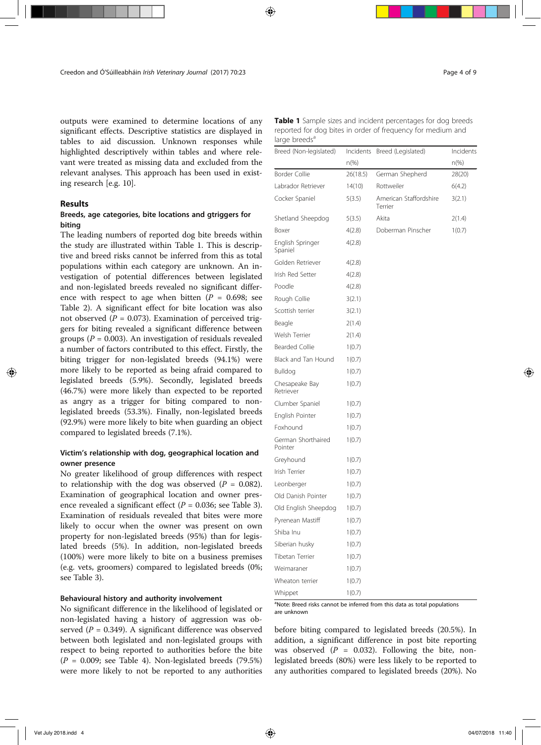outputs were examined to determine locations of any significant effects. Descriptive statistics are displayed in tables to aid discussion. Unknown responses while highlighted descriptively within tables and where relevant were treated as missing data and excluded from the relevant analyses. This approach has been used in existing research [e.g. 10].

## Results

### Breeds, age categories, bite locations and gtriggers for biting

The leading numbers of reported dog bite breeds within the study are illustrated within Table 1. This is descriptive and breed risks cannot be inferred from this as total populations within each category are unknown. An investigation of potential differences between legislated and non-legislated breeds revealed no significant difference with respect to age when bitten ($P$ = 0.698; see Table 2). A significant effect for bite location was also not observed ($P$ = 0.073). Examination of perceived triggers for biting revealed a significant difference between groups ($P$ = 0.003). An investigation of residuals revealed a number of factors contributed to this effect. Firstly, the biting trigger for non-legislated breeds (94.1%) were more likely to be reported as being afraid compared to legislated breeds (5.9%). Secondly, legislated breeds (46.7%) were more likely than expected to be reported as angry as a trigger for biting compared to non-legislated breeds (53.3%). Finally, non-legislated breeds (92.9%) were more likely to bite when guarding an object compared to legislated breeds (7.1%).

### Victim's relationship with dog, geographical location and owner presence

No greater likelihood of group differences with respect to relationship with the dog was observed ($P$ = 0.082). Examination of geographical location and owner presence revealed a significant effect ($P$ = 0.036; see Table 3). Examination of residuals revealed that bites were more likely to occur when the owner was present on own property for non-legislated breeds (95%) than for legislated breeds (5%). In addition, non-legislated breeds (100%) were more likely to bite on a business premises (e.g. vets, groomers) compared to legislated breeds (0%; see Table 3).

### Behavioural history and authority involvement

No significant difference in the likelihood of legislated or non-legislated having a history of aggression was observed ($P$ = 0.349). A significant difference was observed between both legislated and non-legislated groups with respect to being reported to authorities before the bite ($P$ = 0.009; see Table 4). Non-legislated breeds (79.5%) were more likely to not be reported to any authorities before biting compared to legislated breeds (20.5%). In addition, a significant difference in post bite reporting was observed ($P$ = 0.032). Following the bite, non-legislated breeds (80%) were less likely to be reported to any authorities compared to legislated breeds (20%). No

**Table 1** Sample sizes and incident percentages for dog breeds reported for dog bites in order of frequency for medium and large breeds[a]

| Breed (Non-legislated) | Incidents n(%) | Breed (Legislated) | Incidents n(%) |
|---|---|---|---|
| Border Collie | 26(18.5) | German Shepherd | 28(20) |
| Labrador Retriever | 14(10) | Rottweiler | 6(4.2) |
| Cocker Spaniel | 5(3.5) | American Staffordshire Terrier | 3(2.1) |
| Shetland Sheepdog | 5(3.5) | Akita | 2(1.4) |
| Boxer | 4(2.8) | Doberman Pinscher | 1(0.7) |
| English Springer Spaniel | 4(2.8) | | |
| Golden Retriever | 4(2.8) | | |
| Irish Red Setter | 4(2.8) | | |
| Poodle | 4(2.8) | | |
| Rough Collie | 3(2.1) | | |
| Scottish terrier | 3(2.1) | | |
| Beagle | 2(1.4) | | |
| Welsh Terrier | 2(1.4) | | |
| Bearded Collie | 1(0.7) | | |
| Black and Tan Hound | 1(0.7) | | |
| Bulldog | 1(0.7) | | |
| Chesapeake Bay Retriever | 1(0.7) | | |
| Clumber Spaniel | 1(0.7) | | |
| English Pointer | 1(0.7) | | |
| Foxhound | 1(0.7) | | |
| German Shorthaired Pointer | 1(0.7) | | |
| Greyhound | 1(0.7) | | |
| Irish Terrier | 1(0.7) | | |
| Leonberger | 1(0.7) | | |
| Old Danish Pointer | 1(0.7) | | |
| Old English Sheepdog | 1(0.7) | | |
| Pyrenean Mastiff | 1(0.7) | | |
| Shiba Inu | 1(0.7) | | |
| Siberian husky | 1(0.7) | | |
| Tibetan Terrier | 1(0.7) | | |
| Weimaraner | 1(0.7) | | |
| Wheaton terrier | 1(0.7) | | |
| Whippet | 1(0.7) | | |

[a]Note: Breed risks cannot be inferred from this data as total populations are unknown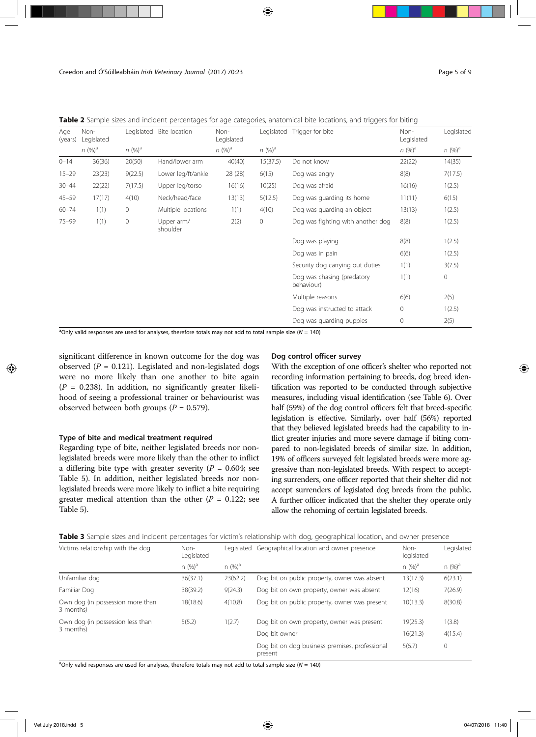**Table 2** Sample sizes and incident percentages for age categories, anatomical bite locations, and triggers for biting

| Age (years) | Non-Legislated | Legislated | Bite location | Non-Legislated | Legislated | Trigger for bite | Non-Legislated | Legislated |
|---|---|---|---|---|---|---|---|---|
| | *n* (%)[a] | *n* (%)[a] | | *n* (%)[a] | *n* (%)[a] | | *n* (%)[a] | *n* (%)[a] |
| 0–14 | 36(36) | 20(50) | Hand/lower arm | 40(40) | 15(37.5) | Do not know | 22(22) | 14(35) |
| 15–29 | 23(23) | 9(22.5) | Lower leg/ft/ankle | 28 (28) | 6(15) | Dog was angry | 8(8) | 7(17.5) |
| 30–44 | 22(22) | 7(17.5) | Upper leg/torso | 16(16) | 10(25) | Dog was afraid | 16(16) | 1(2.5) |
| 45–59 | 17(17) | 4(10) | Neck/head/face | 13(13) | 5(12.5) | Dog was guarding its home | 11(11) | 6(15) |
| 60–74 | 1(1) | 0 | Multiple locations | 1(1) | 4(10) | Dog was guarding an object | 13(13) | 1(2.5) |
| 75–99 | 1(1) | 0 | Upper arm/shoulder | 2(2) | 0 | Dog was fighting with another dog | 8(8) | 1(2.5) |
| | | | | | | Dog was playing | 8(8) | 1(2.5) |
| | | | | | | Dog was in pain | 6(6) | 1(2.5) |
| | | | | | | Security dog carrying out duties | 1(1) | 3(7.5) |
| | | | | | | Dog was chasing (predatory behaviour) | 1(1) | 0 |
| | | | | | | Multiple reasons | 6(6) | 2(5) |
| | | | | | | Dog was instructed to attack | 0 | 1(2.5) |
| | | | | | | Dog was guarding puppies | 0 | 2(5) |

[a]Only valid responses are used for analyses, therefore totals may not add to total sample size ($N$ = 140)

significant difference in known outcome for the dog was observed ($P$ = 0.121). Legislated and non-legislated dogs were no more likely than one another to bite again ($P$ = 0.238). In addition, no significantly greater likelihood of seeing a professional trainer or behaviourist was observed between both groups ($P$ = 0.579).

### Type of bite and medical treatment required

Regarding type of bite, neither legislated breeds nor non-legislated breeds were more likely than the other to inflict a differing bite type with greater severity ($P$ = 0.604; see Table 5). In addition, neither legislated breeds nor non-legislated breeds were more likely to inflict a bite requiring greater medical attention than the other ($P$ = 0.122; see Table 5).

### Dog control officer survey

With the exception of one officer's shelter who reported not recording information pertaining to breeds, dog breed identification was reported to be conducted through subjective measures, including visual identification (see Table 6). Over half (59%) of the dog control officers felt that breed-specific legislation is effective. Similarly, over half (56%) reported that they believed legislated breeds had the capability to inflict greater injuries and more severe damage if biting compared to non-legislated breeds of similar size. In addition, 19% of officers surveyed felt legislated breeds were more aggressive than non-legislated breeds. With respect to accepting surrenders, one officer reported that their shelter did not accept surrenders of legislated dog breeds from the public. A further officer indicated that the shelter they operate only allow the rehoming of certain legislated breeds.

**Table 3** Sample sizes and incident percentages for victim's relationship with dog, geographical location, and owner presence

| Victims relationship with the dog | Non-Legislated | Legislated | Geographical location and owner presence | Non-legislated | Legislated |
|---|---|---|---|---|---|
| | n (%)[a] | n (%)[a] | | n (%)[a] | n (%)[a] |
| Unfamiliar dog | 36(37.1) | 23(62.2) | Dog bit on public property, owner was absent | 13(17.3) | 6(23.1) |
| Familiar Dog | 38(39.2) | 9(24.3) | Dog bit on own property, owner was absent | 12(16) | 7(26.9) |
| Own dog (in possession more than 3 months) | 18(18.6) | 4(10.8) | Dog bit on public property, owner was present | 10(13.3) | 8(30.8) |
| Own dog (in possession less than 3 months) | 5(5.2) | 1(2.7) | Dog bit on own property, owner was present | 19(25.3) | 1(3.8) |
| | | | Dog bit owner | 16(21.3) | 4(15.4) |
| | | | Dog bit on dog business premises, professional present | 5(6.7) | 0 |

[a]Only valid responses are used for analyses, therefore totals may not add to total sample size ($N$ = 140)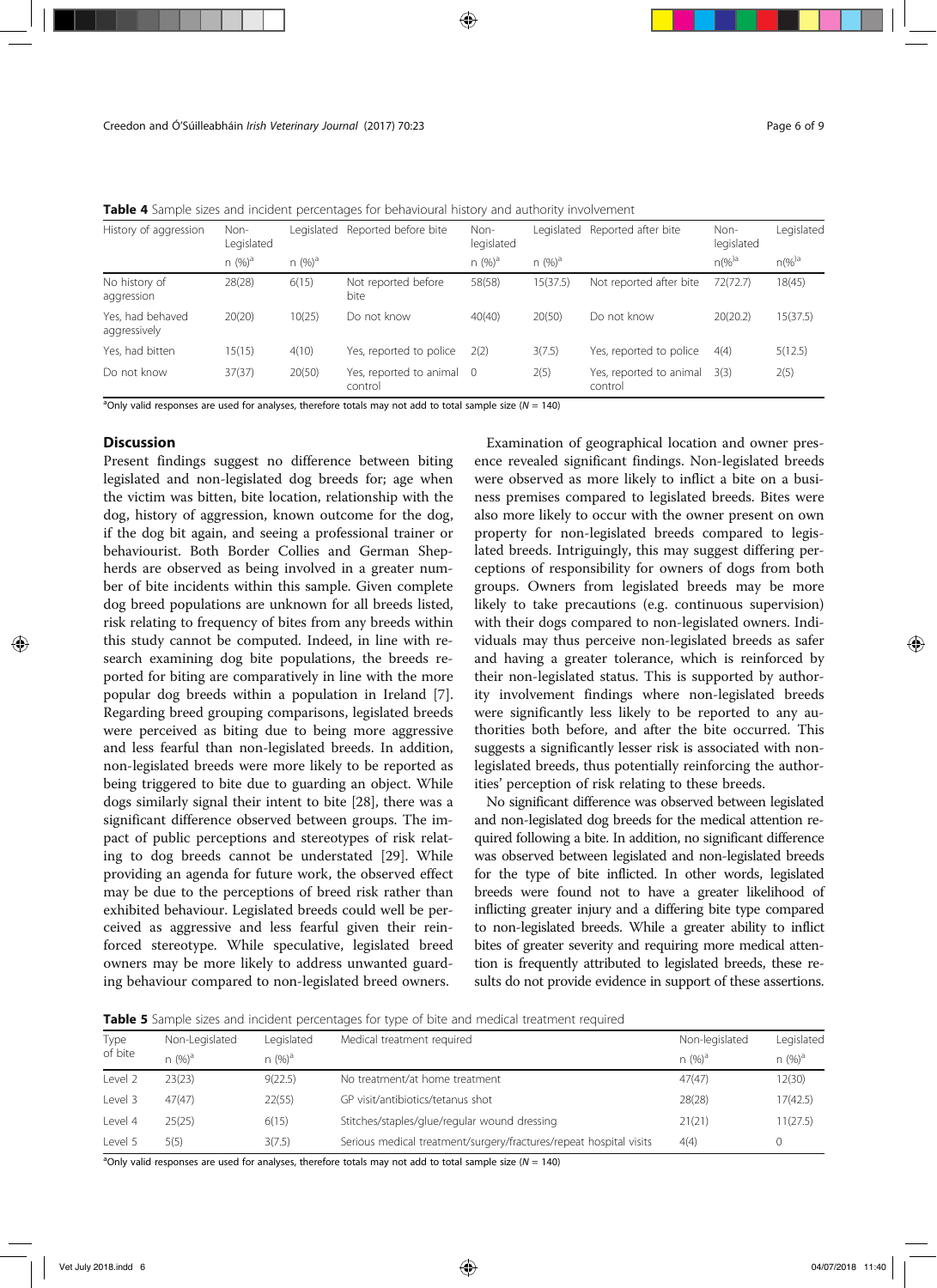**Table 4** Sample sizes and incident percentages for behavioural history and authority involvement

| History of aggression | Non-Legislated | Legislated | Reported before bite | Non-legislated | Legislated | Reported after bite | Non-legislated | Legislated |
|---|---|---|---|---|---|---|---|---|
| | n (%)[a] | n (%)[a] | | n (%)[a] | n (%)[a] | | n(%)[a] | n(%)[a] |
| No history of aggression | 28(28) | 6(15) | Not reported before bite | 58(58) | 15(37.5) | Not reported after bite | 72(72.7) | 18(45) |
| Yes, had behaved aggressively | 20(20) | 10(25) | Do not know | 40(40) | 20(50) | Do not know | 20(20.2) | 15(37.5) |
| Yes, had bitten | 15(15) | 4(10) | Yes, reported to police | 2(2) | 3(7.5) | Yes, reported to police | 4(4) | 5(12.5) |
| Do not know | 37(37) | 20(50) | Yes, reported to animal control | 0 | 2(5) | Yes, reported to animal control | 3(3) | 2(5) |

[a]Only valid responses are used for analyses, therefore totals may not add to total sample size ($N$ = 140)

## Discussion

Present findings suggest no difference between biting legislated and non-legislated dog breeds for; age when the victim was bitten, bite location, relationship with the dog, history of aggression, known outcome for the dog, if the dog bit again, and seeing a professional trainer or behaviourist. Both Border Collies and German Shepherds are observed as being involved in a greater number of bite incidents within this sample. Given complete dog breed populations are unknown for all breeds listed, risk relating to frequency of bites from any breeds within this study cannot be computed. Indeed, in line with research examining dog bite populations, the breeds reported for biting are comparatively in line with the more popular dog breeds within a population in Ireland [7]. Regarding breed grouping comparisons, legislated breeds were perceived as biting due to being more aggressive and less fearful than non-legislated breeds. In addition, non-legislated breeds were more likely to be reported as being triggered to bite due to guarding an object. While dogs similarly signal their intent to bite [28], there was a significant difference observed between groups. The impact of public perceptions and stereotypes of risk relating to dog breeds cannot be understated [29]. While providing an agenda for future work, the observed effect may be due to the perceptions of breed risk rather than exhibited behaviour. Legislated breeds could well be perceived as aggressive and less fearful given their reinforced stereotype. While speculative, legislated breed owners may be more likely to address unwanted guarding behaviour compared to non-legislated breed owners.

Examination of geographical location and owner presence revealed significant findings. Non-legislated breeds were observed as more likely to inflict a bite on a business premises compared to legislated breeds. Bites were also more likely to occur with the owner present on own property for non-legislated breeds compared to legislated breeds. Intriguingly, this may suggest differing perceptions of responsibility for owners of dogs from both groups. Owners from legislated breeds may be more likely to take precautions (e.g. continuous supervision) with their dogs compared to non-legislated owners. Individuals may thus perceive non-legislated breeds as safer and having a greater tolerance, which is reinforced by their non-legislated status. This is supported by authority involvement findings where non-legislated breeds were significantly less likely to be reported to any authorities both before, and after the bite occurred. This suggests a significantly lesser risk is associated with non-legislated breeds, thus potentially reinforcing the authorities' perception of risk relating to these breeds.

No significant difference was observed between legislated and non-legislated dog breeds for the medical attention required following a bite. In addition, no significant difference was observed between legislated and non-legislated breeds for the type of bite inflicted. In other words, legislated breeds were found not to have a greater likelihood of inflicting greater injury and a differing bite type compared to non-legislated breeds. While a greater ability to inflict bites of greater severity and requiring more medical attention is frequently attributed to legislated breeds, these results do not provide evidence in support of these assertions.

**Table 5** Sample sizes and incident percentages for type of bite and medical treatment required

| Type of bite | Non-Legislated | Legislated | Medical treatment required | Non-legislated | Legislated |
|---|---|---|---|---|---|
| | n (%)[a] | n (%)[a] | | n (%)[a] | n (%)[a] |
| Level 2 | 23(23) | 9(22.5) | No treatment/at home treatment | 47(47) | 12(30) |
| Level 3 | 47(47) | 22(55) | GP visit/antibiotics/tetanus shot | 28(28) | 17(42.5) |
| Level 4 | 25(25) | 6(15) | Stitches/staples/glue/regular wound dressing | 21(21) | 11(27.5) |
| Level 5 | 5(5) | 3(7.5) | Serious medical treatment/surgery/fractures/repeat hospital visits | 4(4) | 0 |

[a]Only valid responses are used for analyses, therefore totals may not add to total sample size ($N$ = 140)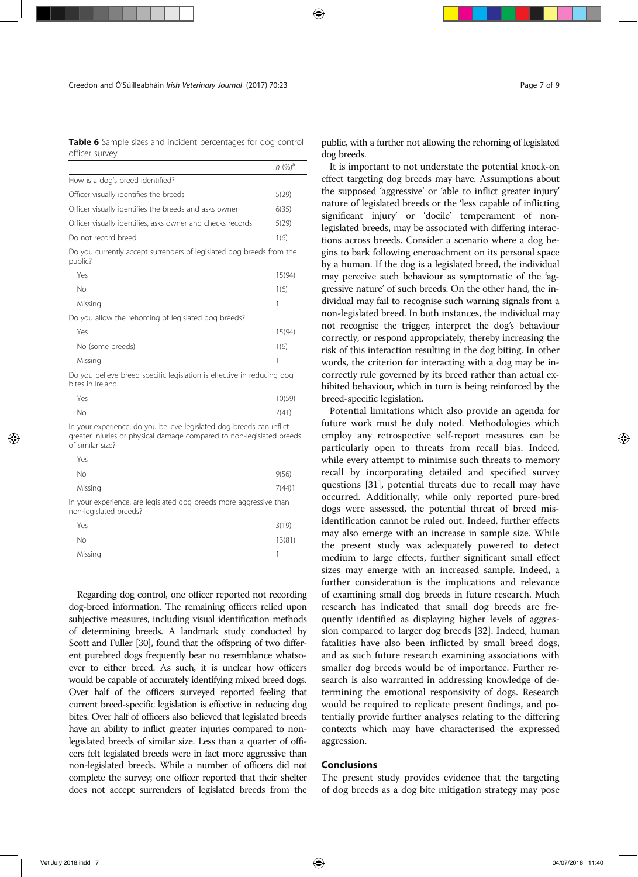**Table 6** Sample sizes and incident percentages for dog control officer survey

| | n (%)[a] |
|---|---|
| How is a dog's breed identified? | |
| Officer visually identifies the breeds | 5(29) |
| Officer visually identifies the breeds and asks owner | 6(35) |
| Officer visually identifies, asks owner and checks records | 5(29) |
| Do not record breed | 1(6) |
| Do you currently accept surrenders of legislated dog breeds from the public? | |
| Yes | 15(94) |
| No | 1(6) |
| Missing | 1 |
| Do you allow the rehoming of legislated dog breeds? | |
| Yes | 15(94) |
| No (some breeds) | 1(6) |
| Missing | 1 |
| Do you believe breed specific legislation is effective in reducing dog bites in Ireland | |
| Yes | 10(59) |
| No | 7(41) |
| In your experience, do you believe legislated dog breeds can inflict greater injuries or physical damage compared to non-legislated breeds of similar size? | |
| Yes | |
| No | 9(56) |
| Missing | 7(44)1 |
| In your experience, are legislated dog breeds more aggressive than non-legislated breeds? | |
| Yes | 3(19) |
| No | 13(81) |
| Missing | 1 |

Regarding dog control, one officer reported not recording dog-breed information. The remaining officers relied upon subjective measures, including visual identification methods of determining breeds. A landmark study conducted by Scott and Fuller [30], found that the offspring of two different purebred dogs frequently bear no resemblance whatsoever to either breed. As such, it is unclear how officers would be capable of accurately identifying mixed breed dogs. Over half of the officers surveyed reported feeling that current breed-specific legislation is effective in reducing dog bites. Over half of officers also believed that legislated breeds have an ability to inflict greater injuries compared to non-legislated breeds of similar size. Less than a quarter of officers felt legislated breeds were in fact more aggressive than non-legislated breeds. While a number of officers did not complete the survey; one officer reported that their shelter does not accept surrenders of legislated breeds from the public, with a further not allowing the rehoming of legislated dog breeds.

It is important to not understate the potential knock-on effect targeting dog breeds may have. Assumptions about the supposed 'aggressive' or 'able to inflict greater injury' nature of legislated breeds or the 'less capable of inflicting significant injury' or 'docile' temperament of non-legislated breeds, may be associated with differing interactions across breeds. Consider a scenario where a dog begins to bark following encroachment on its personal space by a human. If the dog is a legislated breed, the individual may perceive such behaviour as symptomatic of the 'aggressive nature' of such breeds. On the other hand, the individual may fail to recognise such warning signals from a non-legislated breed. In both instances, the individual may not recognise the trigger, interpret the dog's behaviour correctly, or respond appropriately, thereby increasing the risk of this interaction resulting in the dog biting. In other words, the criterion for interacting with a dog may be incorrectly rule governed by its breed rather than actual exhibited behaviour, which in turn is being reinforced by the breed-specific legislation.

Potential limitations which also provide an agenda for future work must be duly noted. Methodologies which employ any retrospective self-report measures can be particularly open to threats from recall bias. Indeed, while every attempt to minimise such threats to memory recall by incorporating detailed and specified survey questions [31], potential threats due to recall may have occurred. Additionally, while only reported pure-bred dogs were assessed, the potential threat of breed misidentification cannot be ruled out. Indeed, further effects may also emerge with an increase in sample size. While the present study was adequately powered to detect medium to large effects, further significant small effect sizes may emerge with an increased sample. Indeed, a further consideration is the implications and relevance of examining small dog breeds in future research. Much research has indicated that small dog breeds are frequently identified as displaying higher levels of aggression compared to larger dog breeds [32]. Indeed, human fatalities have also been inflicted by small breed dogs, and as such future research examining associations with smaller dog breeds would be of importance. Further research is also warranted in addressing knowledge of determining the emotional responsivity of dogs. Research would be required to replicate present findings, and potentially provide further analyses relating to the differing contexts which may have characterised the expressed aggression.

## Conclusions

The present study provides evidence that the targeting of dog breeds as a dog bite mitigation strategy may pose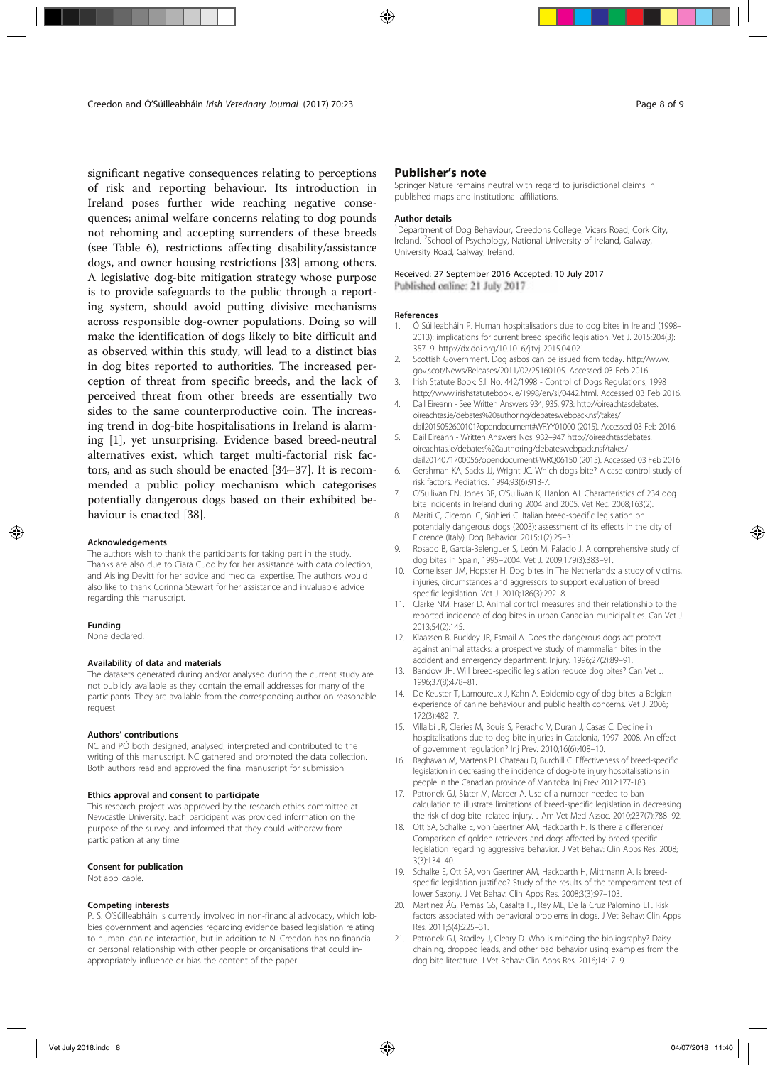significant negative consequences relating to perceptions of risk and reporting behaviour. Its introduction in Ireland poses further wide reaching negative consequences; animal welfare concerns relating to dog pounds not rehoming and accepting surrenders of these breeds (see Table 6), restrictions affecting disability/assistance dogs, and owner housing restrictions [33] among others. A legislative dog-bite mitigation strategy whose purpose is to provide safeguards to the public through a reporting system, should avoid putting divisive mechanisms across responsible dog-owner populations. Doing so will make the identification of dogs likely to bite difficult and as observed within this study, will lead to a distinct bias in dog bites reported to authorities. The increased perception of threat from specific breeds, and the lack of perceived threat from other breeds are essentially two sides to the same counterproductive coin. The increasing trend in dog-bite hospitalisations in Ireland is alarming [1], yet unsurprising. Evidence based breed-neutral alternatives exist, which target multi-factorial risk factors, and as such should be enacted [34–37]. It is recommended a public policy mechanism which categorises potentially dangerous dogs based on their exhibited behaviour is enacted [38].

#### Acknowledgements

The authors wish to thank the participants for taking part in the study. Thanks are also due to Ciara Cuddihy for her assistance with data collection, and Aisling Devitt for her advice and medical expertise. The authors would also like to thank Corinna Stewart for her assistance and invaluable advice regarding this manuscript.

#### Funding

None declared.

#### Availability of data and materials

The datasets generated during and/or analysed during the current study are not publicly available as they contain the email addresses for many of the participants. They are available from the corresponding author on reasonable request.

#### Authors' contributions

NC and PÓ both designed, analysed, interpreted and contributed to the writing of this manuscript. NC gathered and promoted the data collection. Both authors read and approved the final manuscript for submission.

#### Ethics approval and consent to participate

This research project was approved by the research ethics committee at Newcastle University. Each participant was provided information on the purpose of the survey, and informed that they could withdraw from participation at any time.

#### Consent for publication

Not applicable.

#### Competing interests

P. S. Ó'Súilleabháin is currently involved in non-financial advocacy, which lobbies government and agencies regarding evidence based legislation relating to human–canine interaction, but in addition to N. Creedon has no financial or personal relationship with other people or organisations that could inappropriately influence or bias the content of the paper.

## Publisher's note

Springer Nature remains neutral with regard to jurisdictional claims in published maps and institutional affiliations.

#### Author details

[1]Department of Dog Behaviour, Creedons College, Vicars Road, Cork City, Ireland. [2]School of Psychology, National University of Ireland, Galway, University Road, Galway, Ireland.

Received: 27 September 2016 Accepted: 10 July 2017
Published online: 21 July 2017

#### References

1. Ó Súilleabháin P. Human hospitalisations due to dog bites in Ireland (1998–2013): implications for current breed specific legislation. Vet J. 2015;204(3):357–9. http://dx.doi.org/10.1016/j.tvjl.2015.04.021
2. Scottish Government. Dog asbos can be issued from today. http://www.gov.scot/News/Releases/2011/02/25160105. Accessed 03 Feb 2016.
3. Irish Statute Book: S.I. No. 442/1998 - Control of Dogs Regulations, 1998 http://www.irishstatutebook.ie/1998/en/si/0442.html. Accessed 03 Feb 2016.
4. Dail Eireann - See Written Answers 934, 935, 973: http://oireachtasdebates.oireachtas.ie/debates%20authoring/debateswebpack.nsf/takes/dail2015052600101?opendocument#WRYY01000 (2015). Accessed 03 Feb 2016.
5. Dail Eireann - Written Answers Nos. 932–947 http://oireachtasdebates.oireachtas.ie/debates%20authoring/debateswebpack.nsf/takes/dail2014071700056?opendocument#WRQ06150 (2015). Accessed 03 Feb 2016.
6. Gershman KA, Sacks JJ, Wright JC. Which dogs bite? A case-control study of risk factors. Pediatrics. 1994;93(6):913-7.
7. O'Sullivan EN, Jones BR, O'Sullivan K, Hanlon AJ. Characteristics of 234 dog bite incidents in Ireland during 2004 and 2005. Vet Rec. 2008;163(2).
8. Mariti C, Ciceroni C, Sighieri C. Italian breed-specific legislation on potentially dangerous dogs (2003): assessment of its effects in the city of Florence (Italy). Dog Behavior. 2015;1(2):25–31.
9. Rosado B, García-Belenguer S, León M, Palacio J. A comprehensive study of dog bites in Spain, 1995–2004. Vet J. 2009;179(3):383–91.
10. Cornelissen JM, Hopster H. Dog bites in The Netherlands: a study of victims, injuries, circumstances and aggressors to support evaluation of breed specific legislation. Vet J. 2010;186(3):292–8.
11. Clarke NM, Fraser D. Animal control measures and their relationship to the reported incidence of dog bites in urban Canadian municipalities. Can Vet J. 2013;54(2):145.
12. Klaassen B, Buckley JR, Esmail A. Does the dangerous dogs act protect against animal attacks: a prospective study of mammalian bites in the accident and emergency department. Injury. 1996;27(2):89–91.
13. Bandow JH. Will breed-specific legislation reduce dog bites? Can Vet J. 1996;37(8):478–81.
14. De Keuster T, Lamoureux J, Kahn A. Epidemiology of dog bites: a Belgian experience of canine behaviour and public health concerns. Vet J. 2006;172(3):482–7.
15. Villalbí JR, Cleries M, Bouis S, Peracho V, Duran J, Casas C. Decline in hospitalisations due to dog bite injuries in Catalonia, 1997–2008. An effect of government regulation? Inj Prev. 2010;16(6):408–10.
16. Raghavan M, Martens PJ, Chateau D, Burchill C. Effectiveness of breed-specific legislation in decreasing the incidence of dog-bite injury hospitalisations in people in the Canadian province of Manitoba. Inj Prev 2012:177-183.
17. Patronek GJ, Slater M, Marder A. Use of a number-needed-to-ban calculation to illustrate limitations of breed-specific legislation in decreasing the risk of dog bite–related injury. J Am Vet Med Assoc. 2010;237(7):788–92.
18. Ott SA, Schalke E, von Gaertner AM, Hackbarth H. Is there a difference? Comparison of golden retrievers and dogs affected by breed-specific legislation regarding aggressive behavior. J Vet Behav: Clin Apps Res. 2008;3(3):134–40.
19. Schalke E, Ott SA, von Gaertner AM, Hackbarth H, Mittmann A. Is breed-specific legislation justified? Study of the results of the temperament test of lower Saxony. J Vet Behav: Clin Apps Res. 2008;3(3):97–103.
20. Martínez ÁG, Pernas GS, Casalta FJ, Rey ML, De la Cruz Palomino LF. Risk factors associated with behavioral problems in dogs. J Vet Behav: Clin Apps Res. 2011;6(4):225–31.
21. Patronek GJ, Bradley J, Cleary D. Who is minding the bibliography? Daisy chaining, dropped leads, and other bad behavior using examples from the dog bite literature. J Vet Behav: Clin Apps Res. 2016;14:17–9.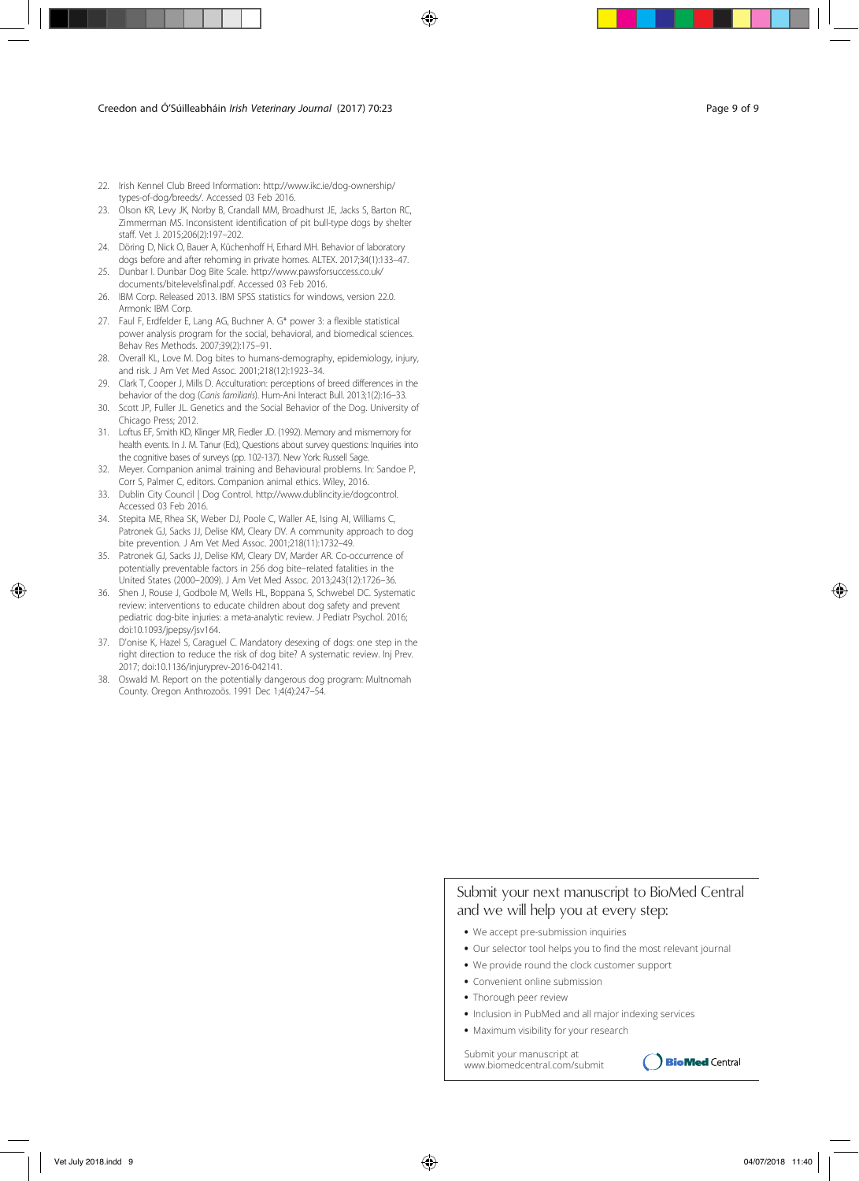22. Irish Kennel Club Breed Information: http://www.ikc.ie/dog-ownership/types-of-dog/breeds/. Accessed 03 Feb 2016.
23. Olson KR, Levy JK, Norby B, Crandall MM, Broadhurst JE, Jacks S, Barton RC, Zimmerman MS. Inconsistent identification of pit bull-type dogs by shelter staff. Vet J. 2015;206(2):197–202.
24. Döring D, Nick O, Bauer A, Küchenhoff H, Erhard MH. Behavior of laboratory dogs before and after rehoming in private homes. ALTEX. 2017;34(1):133–47.
25. Dunbar I. Dunbar Dog Bite Scale. http://www.pawsforsuccess.co.uk/documents/bitelevelsfinal.pdf. Accessed 03 Feb 2016.
26. IBM Corp. Released 2013. IBM SPSS statistics for windows, version 22.0. Armonk: IBM Corp.
27. Faul F, Erdfelder E, Lang AG, Buchner A. G* power 3: a flexible statistical power analysis program for the social, behavioral, and biomedical sciences. Behav Res Methods. 2007;39(2):175–91.
28. Overall KL, Love M. Dog bites to humans-demography, epidemiology, injury, and risk. J Am Vet Med Assoc. 2001;218(12):1923–34.
29. Clark T, Cooper J, Mills D. Acculturation: perceptions of breed differences in the behavior of the dog (*Canis familiaris*). Hum-Ani Interact Bull. 2013;1(2):16–33.
30. Scott JP, Fuller JL. Genetics and the Social Behavior of the Dog. University of Chicago Press; 2012.
31. Loftus EF, Smith KD, Klinger MR, Fiedler JD. (1992). Memory and mismemory for health events. In J. M. Tanur (Ed.), Questions about survey questions: Inquiries into the cognitive bases of surveys (pp. 102-137). New York: Russell Sage.
32. Meyer. Companion animal training and Behavioural problems. In: Sandoe P, Corr S, Palmer C, editors. Companion animal ethics. Wiley, 2016.
33. Dublin City Council | Dog Control. http://www.dublincity.ie/dogcontrol. Accessed 03 Feb 2016.
34. Stepita ME, Rhea SK, Weber DJ, Poole C, Waller AE, Ising AI, Williams C, Patronek GJ, Sacks JJ, Delise KM, Cleary DV. A community approach to dog bite prevention. J Am Vet Med Assoc. 2001;218(11):1732–49.
35. Patronek GJ, Sacks JJ, Delise KM, Cleary DV, Marder AR. Co-occurrence of potentially preventable factors in 256 dog bite–related fatalities in the United States (2000–2009). J Am Vet Med Assoc. 2013;243(12):1726–36.
36. Shen J, Rouse J, Godbole M, Wells HL, Boppana S, Schwebel DC. Systematic review: interventions to educate children about dog safety and prevent pediatric dog-bite injuries: a meta-analytic review. J Pediatr Psychol. 2016; doi:10.1093/jpepsy/jsv164.
37. D'onise K, Hazel S, Caraguel C. Mandatory desexing of dogs: one step in the right direction to reduce the risk of dog bite? A systematic review. Inj Prev. 2017; doi:10.1136/injuryprev-2016-042141.
38. Oswald M. Report on the potentially dangerous dog program: Multnomah County. Oregon Anthrozoös. 1991 Dec 1;4(4):247–54.

Submit your next manuscript to BioMed Central and we will help you at every step:

- We accept pre-submission inquiries
- Our selector tool helps you to find the most relevant journal
- We provide round the clock customer support
- Convenient online submission
- Thorough peer review
- Inclusion in PubMed and all major indexing services
- Maximum visibility for your research

Submit your manuscript at www.biomedcentral.com/submit

BioMed Central